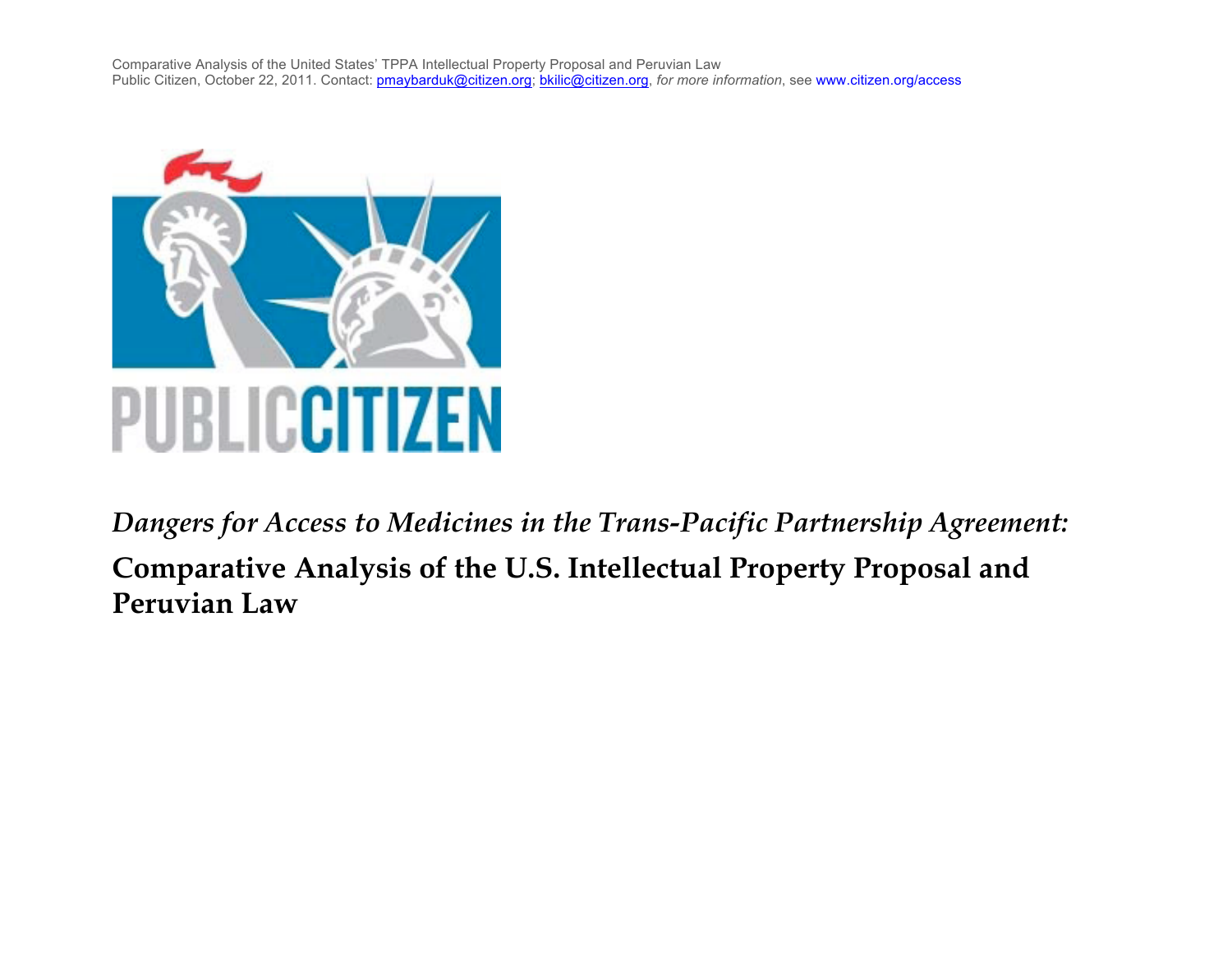Comparative Analysis of the United States' TPPA Intellectual Property Proposal and Peruvian Law
Public Citizen, October 22, 2011. Contact: pmaybarduk@citizen.org; bkilic@citizen.org, *for more information*, see www.citizen.org/access

PUBLIC CITIZEN

*Dangers for Access to Medicines in the Trans-Pacific Partnership Agreement:*

# Comparative Analysis of the U.S. Intellectual Property Proposal and Peruvian Law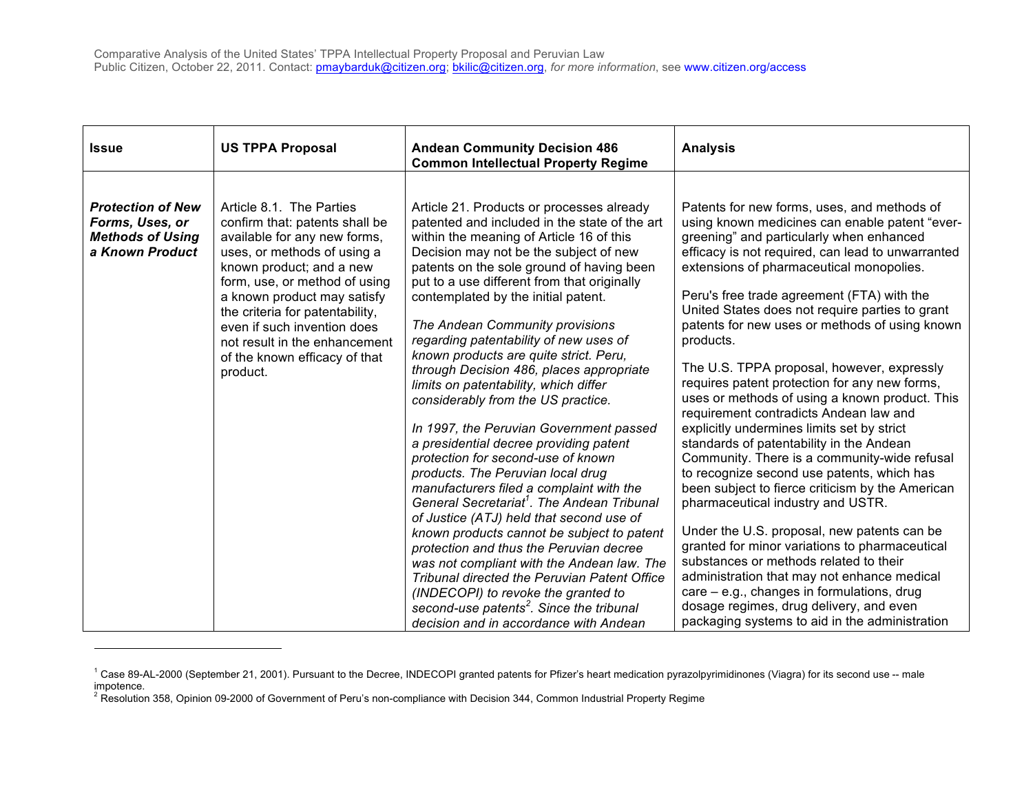| Issue | US TPPA Proposal | Andean Community Decision 486 Common Intellectual Property Regime | Analysis |
|---|---|---|---|
| ***Protection of New Forms, Uses, or Methods of Using a Known Product*** | Article 8.1. The Parties confirm that: patents shall be available for any new forms, uses, or methods of using a known product; and a new form, use, or method of using a known product may satisfy the criteria for patentability, even if such invention does not result in the enhancement of the known efficacy of that product. | Article 21. Products or processes already patented and included in the state of the art within the meaning of Article 16 of this Decision may not be the subject of new patents on the sole ground of having been put to a use different from that originally contemplated by the initial patent.<br><br>*The Andean Community provisions regarding patentability of new uses of known products are quite strict. Peru, through Decision 486, places appropriate limits on patentability, which differ considerably from the US practice.*<br><br>*In 1997, the Peruvian Government passed a presidential decree providing patent protection for second-use of known products. The Peruvian local drug manufacturers filed a complaint with the General Secretariat[1]. The Andean Tribunal of Justice (ATJ) held that second use of known products cannot be subject to patent protection and thus the Peruvian decree was not compliant with the Andean law. The Tribunal directed the Peruvian Patent Office (INDECOPI) to revoke the granted to second-use patents[2]. Since the tribunal decision and in accordance with Andean* | Patents for new forms, uses, and methods of using known medicines can enable patent "ever-greening" and particularly when enhanced efficacy is not required, can lead to unwarranted extensions of pharmaceutical monopolies.<br><br>Peru's free trade agreement (FTA) with the United States does not require parties to grant patents for new uses or methods of using known products.<br><br>The U.S. TPPA proposal, however, expressly requires patent protection for any new forms, uses or methods of using a known product. This requirement contradicts Andean law and explicitly undermines limits set by strict standards of patentability in the Andean Community. There is a community-wide refusal to recognize second use patents, which has been subject to fierce criticism by the American pharmaceutical industry and USTR.<br><br>Under the U.S. proposal, new patents can be granted for minor variations to pharmaceutical substances or methods related to their administration that may not enhance medical care – e.g., changes in formulations, drug dosage regimes, drug delivery, and even packaging systems to aid in the administration |

[1] Case 89-AL-2000 (September 21, 2001). Pursuant to the Decree, INDECOPI granted patents for Pfizer's heart medication pyrazolpyrimidinones (Viagra) for its second use -- male impotence.

[2] Resolution 358, Opinion 09-2000 of Government of Peru's non-compliance with Decision 344, Common Industrial Property Regime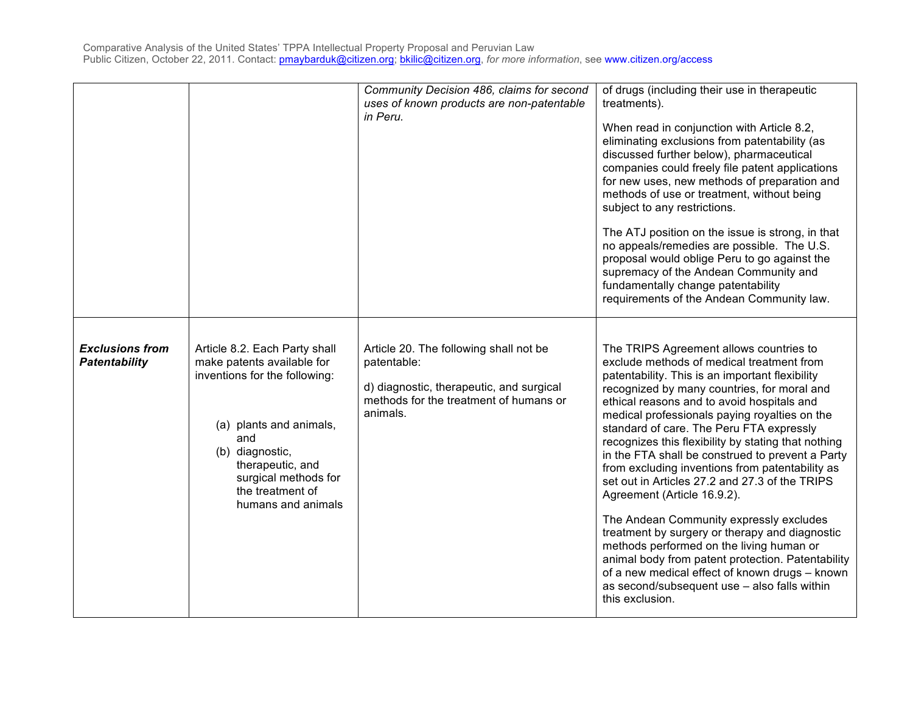| | | | |
|---|---|---|---|
| | | *Community Decision 486, claims for second uses of known products are non-patentable in Peru.* | of drugs (including their use in therapeutic treatments).<br><br>When read in conjunction with Article 8.2, eliminating exclusions from patentability (as discussed further below), pharmaceutical companies could freely file patent applications for new uses, new methods of preparation and methods of use or treatment, without being subject to any restrictions.<br><br>The ATJ position on the issue is strong, in that no appeals/remedies are possible. The U.S. proposal would oblige Peru to go against the supremacy of the Andean Community and fundamentally change patentability requirements of the Andean Community law. |
| ***Exclusions from Patentability*** | Article 8.2. Each Party shall make patents available for inventions for the following:<br><br>(a) plants and animals, and<br>(b) diagnostic, therapeutic, and surgical methods for the treatment of humans and animals | Article 20. The following shall not be patentable:<br><br>d) diagnostic, therapeutic, and surgical methods for the treatment of humans or animals. | The TRIPS Agreement allows countries to exclude methods of medical treatment from patentability. This is an important flexibility recognized by many countries, for moral and ethical reasons and to avoid hospitals and medical professionals paying royalties on the standard of care. The Peru FTA expressly recognizes this flexibility by stating that nothing in the FTA shall be construed to prevent a Party from excluding inventions from patentability as set out in Articles 27.2 and 27.3 of the TRIPS Agreement (Article 16.9.2).<br><br>The Andean Community expressly excludes treatment by surgery or therapy and diagnostic methods performed on the living human or animal body from patent protection. Patentability of a new medical effect of known drugs – known as second/subsequent use – also falls within this exclusion. |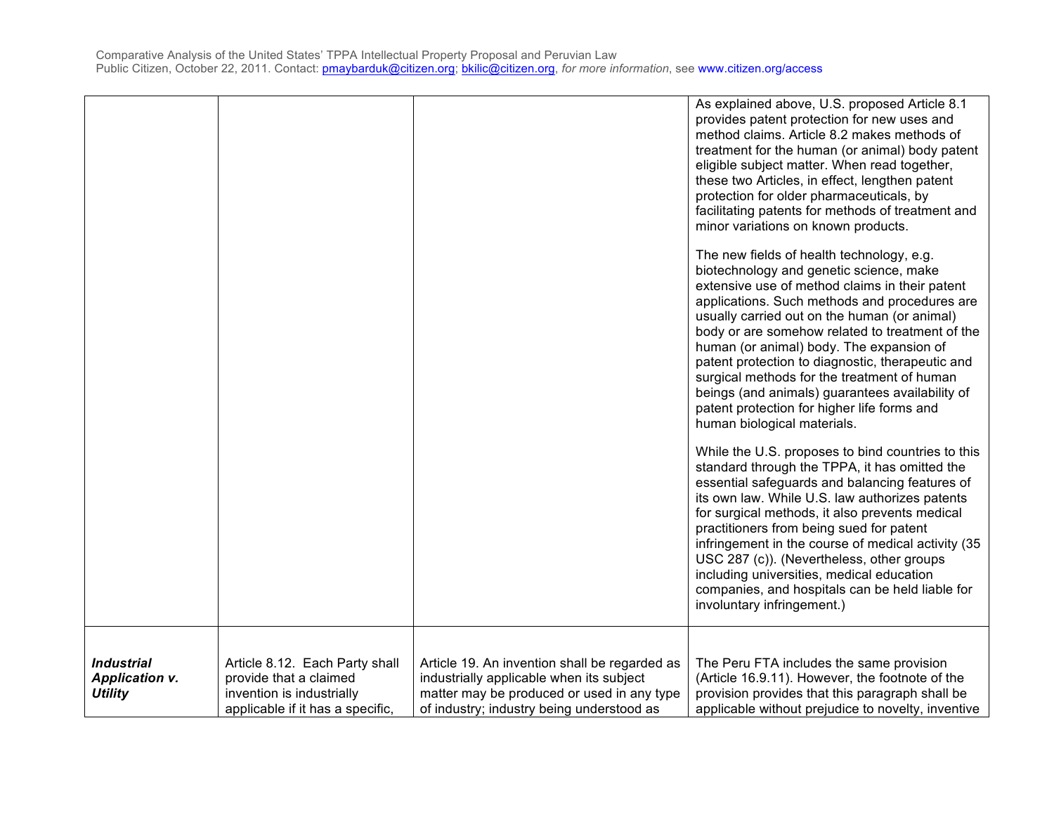| | | | |
|---|---|---|---|
| | | | As explained above, U.S. proposed Article 8.1 provides patent protection for new uses and method claims. Article 8.2 makes methods of treatment for the human (or animal) body patent eligible subject matter. When read together, these two Articles, in effect, lengthen patent protection for older pharmaceuticals, by facilitating patents for methods of treatment and minor variations on known products.<br><br>The new fields of health technology, e.g. biotechnology and genetic science, make extensive use of method claims in their patent applications. Such methods and procedures are usually carried out on the human (or animal) body or are somehow related to treatment of the human (or animal) body. The expansion of patent protection to diagnostic, therapeutic and surgical methods for the treatment of human beings (and animals) guarantees availability of patent protection for higher life forms and human biological materials.<br><br>While the U.S. proposes to bind countries to this standard through the TPPA, it has omitted the essential safeguards and balancing features of its own law. While U.S. law authorizes patents for surgical methods, it also prevents medical practitioners from being sued for patent infringement in the course of medical activity (35 USC 287 (c)). (Nevertheless, other groups including universities, medical education companies, and hospitals can be held liable for involuntary infringement.) |
| ***Industrial Application v. Utility*** | Article 8.12. Each Party shall provide that a claimed invention is industrially applicable if it has a specific, | Article 19. An invention shall be regarded as industrially applicable when its subject matter may be produced or used in any type of industry; industry being understood as | The Peru FTA includes the same provision (Article 16.9.11). However, the footnote of the provision provides that this paragraph shall be applicable without prejudice to novelty, inventive |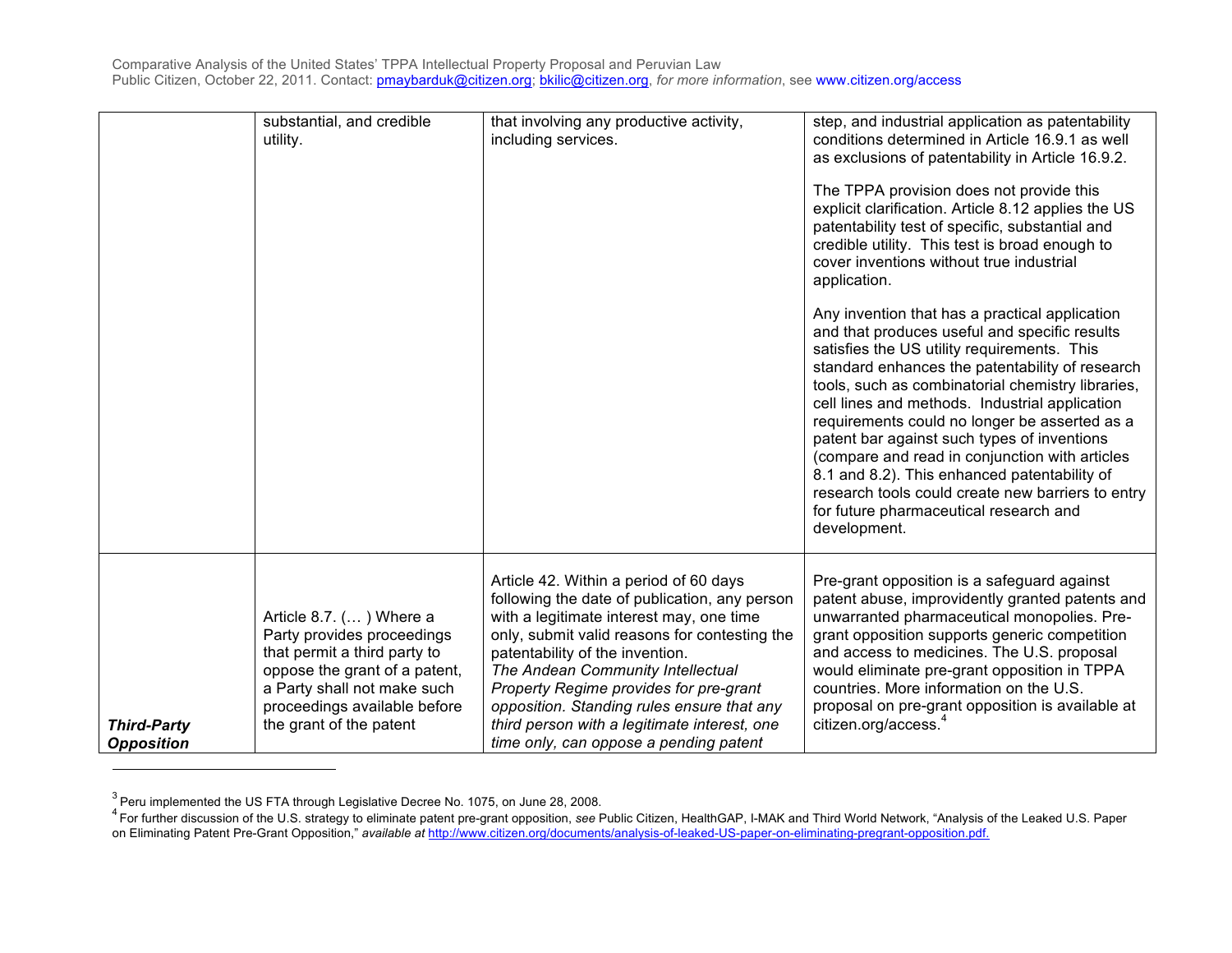| | | | |
|---|---|---|---|
| | substantial, and credible utility. | that involving any productive activity, including services. | step, and industrial application as patentability conditions determined in Article 16.9.1 as well as exclusions of patentability in Article 16.9.2.<br><br>The TPPA provision does not provide this explicit clarification. Article 8.12 applies the US patentability test of specific, substantial and credible utility. This test is broad enough to cover inventions without true industrial application.<br><br>Any invention that has a practical application and that produces useful and specific results satisfies the US utility requirements. This standard enhances the patentability of research tools, such as combinatorial chemistry libraries, cell lines and methods. Industrial application requirements could no longer be asserted as a patent bar against such types of inventions (compare and read in conjunction with articles 8.1 and 8.2). This enhanced patentability of research tools could create new barriers to entry for future pharmaceutical research and development. |
| ***Third-Party Opposition*** | Article 8.7. (… ) Where a Party provides proceedings that permit a third party to oppose the grant of a patent, a Party shall not make such proceedings available before the grant of the patent | Article 42. Within a period of 60 days following the date of publication, any person with a legitimate interest may, one time only, submit valid reasons for contesting the patentability of the invention.<br>*The Andean Community Intellectual Property Regime provides for pre-grant opposition. Standing rules ensure that any third person with a legitimate interest, one time only, can oppose a pending patent* | Pre-grant opposition is a safeguard against patent abuse, improvidently granted patents and unwarranted pharmaceutical monopolies. Pre-grant opposition supports generic competition and access to medicines. The U.S. proposal would eliminate pre-grant opposition in TPPA countries. More information on the U.S. proposal on pre-grant opposition is available at citizen.org/access.[4] |

[3] Peru implemented the US FTA through Legislative Decree No. 1075, on June 28, 2008.

[4] For further discussion of the U.S. strategy to eliminate patent pre-grant opposition, *see* Public Citizen, HealthGAP, I-MAK and Third World Network, "Analysis of the Leaked U.S. Paper on Eliminating Patent Pre-Grant Opposition," *available at* http://www.citizen.org/documents/analysis-of-leaked-US-paper-on-eliminating-pregrant-opposition.pdf.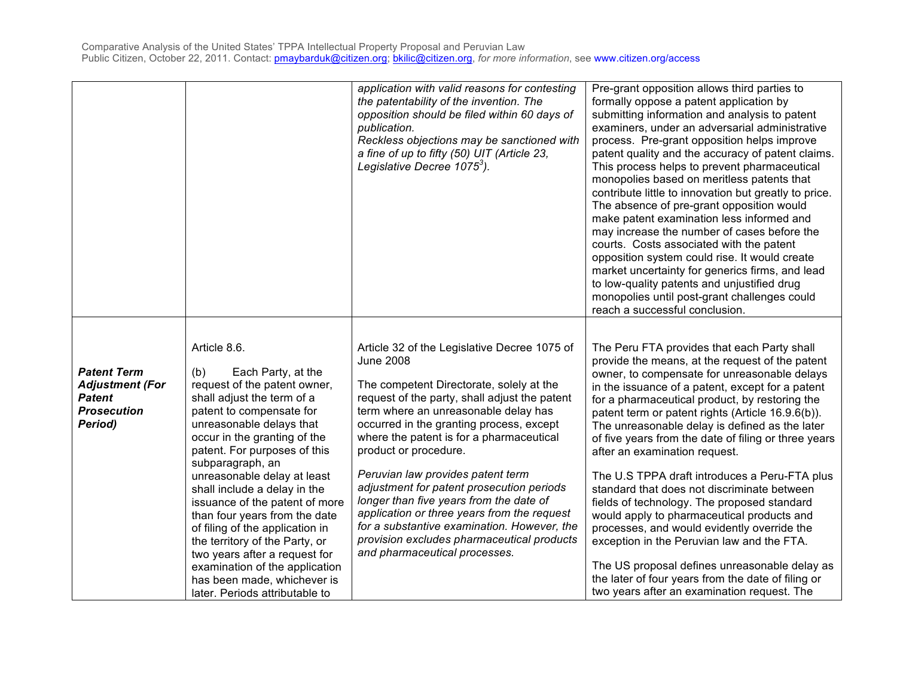| | | | |
|---|---|---|---|
| | | *application with valid reasons for contesting the patentability of the invention. The opposition should be filed within 60 days of publication.* *Reckless objections may be sanctioned with a fine of up to fifty (50) UIT (Article 23, Legislative Decree 1075[3]).* | Pre-grant opposition allows third parties to formally oppose a patent application by submitting information and analysis to patent examiners, under an adversarial administrative process. Pre-grant opposition helps improve patent quality and the accuracy of patent claims. This process helps to prevent pharmaceutical monopolies based on meritless patents that contribute little to innovation but greatly to price. The absence of pre-grant opposition would make patent examination less informed and may increase the number of cases before the courts. Costs associated with the patent opposition system could rise. It would create market uncertainty for generics firms, and lead to low-quality patents and unjustified drug monopolies until post-grant challenges could reach a successful conclusion. |
| ***Patent Term Adjustment (For Patent Prosecution Period)*** | Article 8.6. <br><br> (b) Each Party, at the request of the patent owner, shall adjust the term of a patent to compensate for unreasonable delays that occur in the granting of the patent. For purposes of this subparagraph, an unreasonable delay at least shall include a delay in the issuance of the patent of more than four years from the date of filing of the application in the territory of the Party, or two years after a request for examination of the application has been made, whichever is later. Periods attributable to | Article 32 of the Legislative Decree 1075 of June 2008 <br><br> The competent Directorate, solely at the request of the party, shall adjust the patent term where an unreasonable delay has occurred in the granting process, except where the patent is for a pharmaceutical product or procedure. <br><br> *Peruvian law provides patent term adjustment for patent prosecution periods longer than five years from the date of application or three years from the request for a substantive examination. However, the provision excludes pharmaceutical products and pharmaceutical processes.* | The Peru FTA provides that each Party shall provide the means, at the request of the patent owner, to compensate for unreasonable delays in the issuance of a patent, except for a patent for a pharmaceutical product, by restoring the patent term or patent rights (Article 16.9.6(b)). The unreasonable delay is defined as the later of five years from the date of filing or three years after an examination request. <br><br> The U.S TPPA draft introduces a Peru-FTA plus standard that does not discriminate between fields of technology. The proposed standard would apply to pharmaceutical products and processes, and would evidently override the exception in the Peruvian law and the FTA. <br><br> The US proposal defines unreasonable delay as the later of four years from the date of filing or two years after an examination request. The |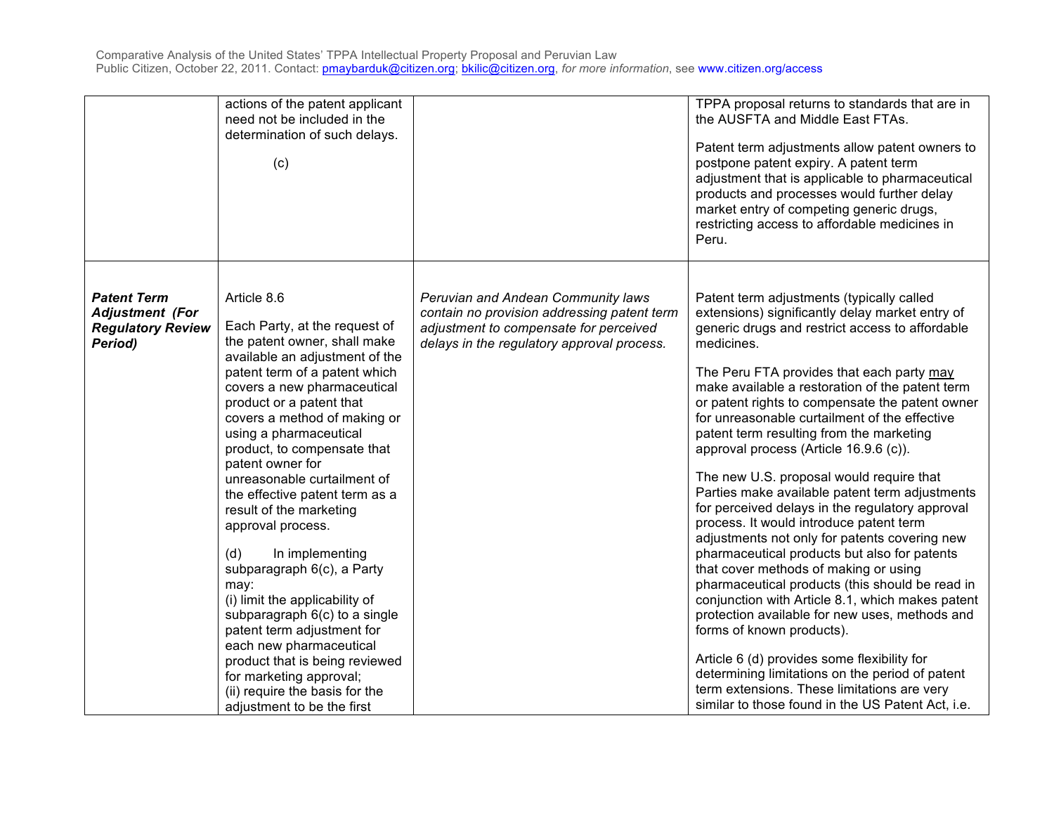| | | | |
|---|---|---|---|
| | actions of the patent applicant need not be included in the determination of such delays.<br><br>(c) | | TPPA proposal returns to standards that are in the AUSFTA and Middle East FTAs.<br><br>Patent term adjustments allow patent owners to postpone patent expiry. A patent term adjustment that is applicable to pharmaceutical products and processes would further delay market entry of competing generic drugs, restricting access to affordable medicines in Peru. |
| ***Patent Term Adjustment (For Regulatory Review Period)*** | Article 8.6<br><br>Each Party, at the request of the patent owner, shall make available an adjustment of the patent term of a patent which covers a new pharmaceutical product or a patent that covers a method of making or using a pharmaceutical product, to compensate that patent owner for unreasonable curtailment of the effective patent term as a result of the marketing approval process.<br><br>(d) In implementing subparagraph 6(c), a Party may:<br>(i) limit the applicability of subparagraph 6(c) to a single patent term adjustment for each new pharmaceutical product that is being reviewed for marketing approval;<br>(ii) require the basis for the adjustment to be the first | *Peruvian and Andean Community laws contain no provision addressing patent term adjustment to compensate for perceived delays in the regulatory approval process.* | Patent term adjustments (typically called extensions) significantly delay market entry of generic drugs and restrict access to affordable medicines.<br><br>The Peru FTA provides that each party <u>may</u> make available a restoration of the patent term or patent rights to compensate the patent owner for unreasonable curtailment of the effective patent term resulting from the marketing approval process (Article 16.9.6 (c)).<br><br>The new U.S. proposal would require that Parties make available patent term adjustments for perceived delays in the regulatory approval process. It would introduce patent term adjustments not only for patents covering new pharmaceutical products but also for patents that cover methods of making or using pharmaceutical products (this should be read in conjunction with Article 8.1, which makes patent protection available for new uses, methods and forms of known products).<br><br>Article 6 (d) provides some flexibility for determining limitations on the period of patent term extensions. These limitations are very similar to those found in the US Patent Act, i.e. |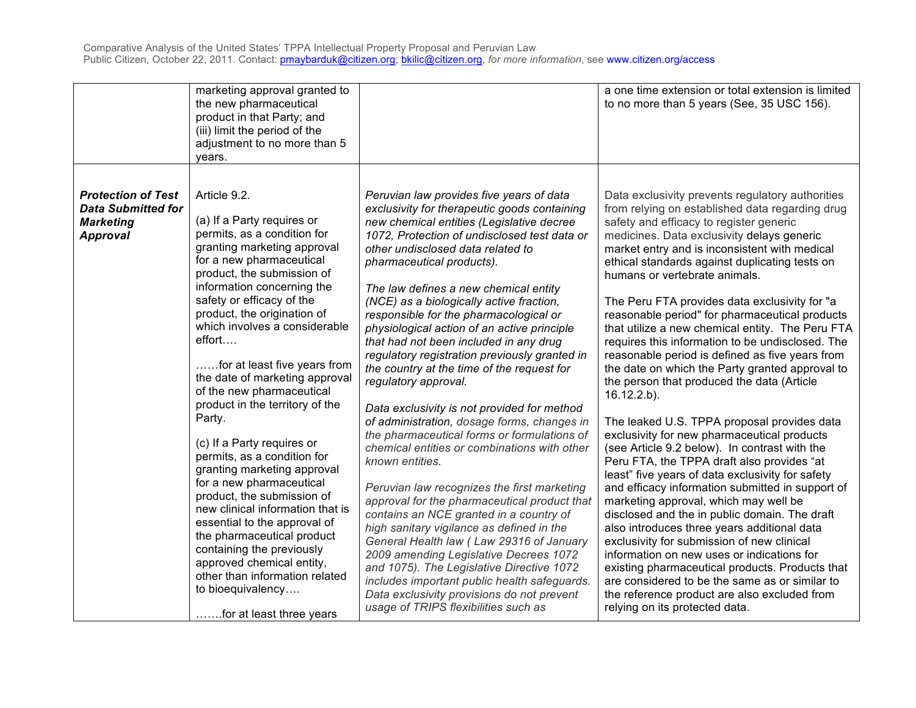| | | | |
|---|---|---|---|
| | marketing approval granted to the new pharmaceutical product in that Party; and<br>(iii) limit the period of the adjustment to no more than 5 years. | | a one time extension or total extension is limited to no more than 5 years (See, 35 USC 156). |
| ***Protection of Test Data Submitted for Marketing Approval*** | Article 9.2.<br><br>(a) If a Party requires or permits, as a condition for granting marketing approval for a new pharmaceutical product, the submission of information concerning the safety or efficacy of the product, the origination of which involves a considerable effort….<br><br>……for at least five years from the date of marketing approval of the new pharmaceutical product in the territory of the Party.<br><br>(c) If a Party requires or permits, as a condition for granting marketing approval for a new pharmaceutical product, the submission of new clinical information that is essential to the approval of the pharmaceutical product containing the previously approved chemical entity, other than information related to bioequivalency….<br><br>…….for at least three years | *Peruvian law provides five years of data exclusivity for therapeutic goods containing new chemical entities (Legislative decree 1072, Protection of undisclosed test data or other undisclosed data related to pharmaceutical products).*<br><br>*The law defines a new chemical entity (NCE) as a biologically active fraction, responsible for the pharmacological or physiological action of an active principle that had not been included in any drug regulatory registration previously granted in the country at the time of the request for regulatory approval.*<br><br>*Data exclusivity is not provided for method of administration, dosage forms, changes in the pharmaceutical forms or formulations of chemical entities or combinations with other known entities.*<br><br>*Peruvian law recognizes the first marketing approval for the pharmaceutical product that contains an NCE granted in a country of high sanitary vigilance as defined in the General Health law ( Law 29316 of January 2009 amending Legislative Decrees 1072 and 1075). The Legislative Directive 1072 includes important public health safeguards. Data exclusivity provisions do not prevent usage of TRIPS flexibilities such as* | Data exclusivity prevents regulatory authorities from relying on established data regarding drug safety and efficacy to register generic medicines. Data exclusivity delays generic market entry and is inconsistent with medical ethical standards against duplicating tests on humans or vertebrate animals.<br><br>The Peru FTA provides data exclusivity for "a reasonable period" for pharmaceutical products that utilize a new chemical entity. The Peru FTA requires this information to be undisclosed. The reasonable period is defined as five years from the date on which the Party granted approval to the person that produced the data (Article 16.12.2.b).<br><br>The leaked U.S. TPPA proposal provides data exclusivity for new pharmaceutical products (see Article 9.2 below). In contrast with the Peru FTA, the TPPA draft also provides "at least" five years of data exclusivity for safety and efficacy information submitted in support of marketing approval, which may well be disclosed and the in public domain. The draft also introduces three years additional data exclusivity for submission of new clinical information on new uses or indications for existing pharmaceutical products. Products that are considered to be the same as or similar to the reference product are also excluded from relying on its protected data. |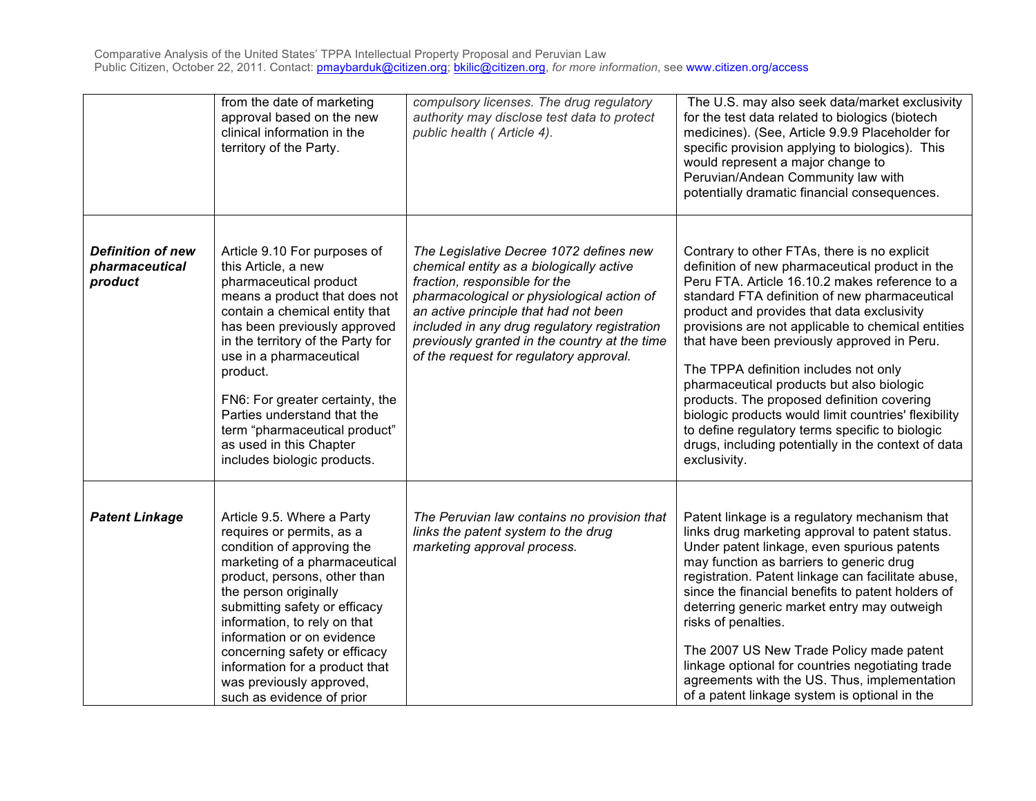| | from the date of marketing approval based on the new clinical information in the territory of the Party. | *compulsory licenses. The drug regulatory authority may disclose test data to protect public health ( Article 4).* | The U.S. may also seek data/market exclusivity for the test data related to biologics (biotech medicines). (See, Article 9.9.9 Placeholder for specific provision applying to biologics). This would represent a major change to Peruvian/Andean Community law with potentially dramatic financial consequences. |
|---|---|---|---|
| ***Definition of new pharmaceutical product*** | Article 9.10 For purposes of this Article, a new pharmaceutical product means a product that does not contain a chemical entity that has been previously approved in the territory of the Party for use in a pharmaceutical product.<br><br>FN6: For greater certainty, the Parties understand that the term "pharmaceutical product" as used in this Chapter includes biologic products. | *The Legislative Decree 1072 defines new chemical entity as a biologically active fraction, responsible for the pharmacological or physiological action of an active principle that had not been included in any drug regulatory registration previously granted in the country at the time of the request for regulatory approval.* | Contrary to other FTAs, there is no explicit definition of new pharmaceutical product in the Peru FTA. Article 16.10.2 makes reference to a standard FTA definition of new pharmaceutical product and provides that data exclusivity provisions are not applicable to chemical entities that have been previously approved in Peru.<br><br>The TPPA definition includes not only pharmaceutical products but also biologic products. The proposed definition covering biologic products would limit countries' flexibility to define regulatory terms specific to biologic drugs, including potentially in the context of data exclusivity. |
| ***Patent Linkage*** | Article 9.5. Where a Party requires or permits, as a condition of approving the marketing of a pharmaceutical product, persons, other than the person originally submitting safety or efficacy information, to rely on that information or on evidence concerning safety or efficacy information for a product that was previously approved, such as evidence of prior | *The Peruvian law contains no provision that links the patent system to the drug marketing approval process.* | Patent linkage is a regulatory mechanism that links drug marketing approval to patent status. Under patent linkage, even spurious patents may function as barriers to generic drug registration. Patent linkage can facilitate abuse, since the financial benefits to patent holders of deterring generic market entry may outweigh risks of penalties.<br><br>The 2007 US New Trade Policy made patent linkage optional for countries negotiating trade agreements with the US. Thus, implementation of a patent linkage system is optional in the |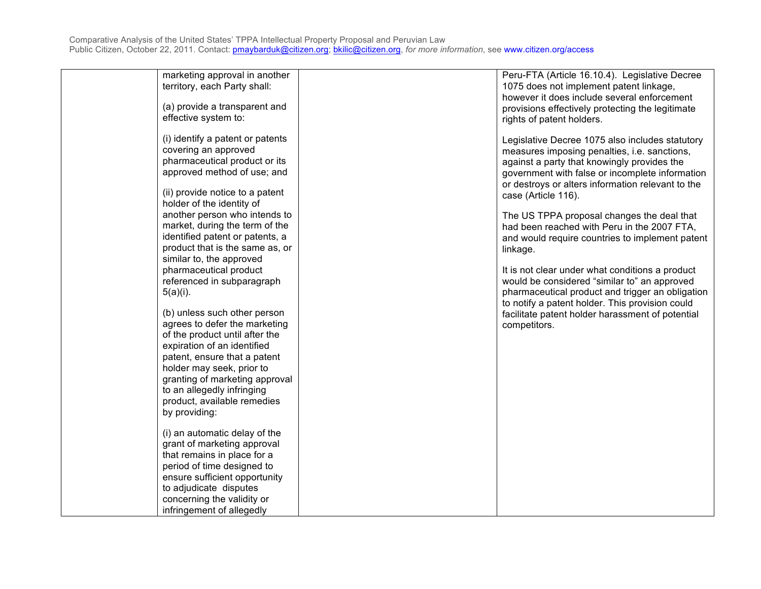| | | | |
|---|---|---|---|
| | marketing approval in another territory, each Party shall:<br><br>(a) provide a transparent and effective system to:<br><br>(i) identify a patent or patents covering an approved pharmaceutical product or its approved method of use; and<br><br>(ii) provide notice to a patent holder of the identity of another person who intends to market, during the term of the identified patent or patents, a product that is the same as, or similar to, the approved pharmaceutical product referenced in subparagraph 5(a)(i).<br><br>(b) unless such other person agrees to defer the marketing of the product until after the expiration of an identified patent, ensure that a patent holder may seek, prior to granting of marketing approval to an allegedly infringing product, available remedies by providing:<br><br>(i) an automatic delay of the grant of marketing approval that remains in place for a period of time designed to ensure sufficient opportunity to adjudicate disputes concerning the validity or infringement of allegedly | | Peru-FTA (Article 16.10.4). Legislative Decree 1075 does not implement patent linkage, however it does include several enforcement provisions effectively protecting the legitimate rights of patent holders.<br><br>Legislative Decree 1075 also includes statutory measures imposing penalties, i.e. sanctions, against a party that knowingly provides the government with false or incomplete information or destroys or alters information relevant to the case (Article 116).<br><br>The US TPPA proposal changes the deal that had been reached with Peru in the 2007 FTA, and would require countries to implement patent linkage.<br><br>It is not clear under what conditions a product would be considered "similar to" an approved pharmaceutical product and trigger an obligation to notify a patent holder. This provision could facilitate patent holder harassment of potential competitors. |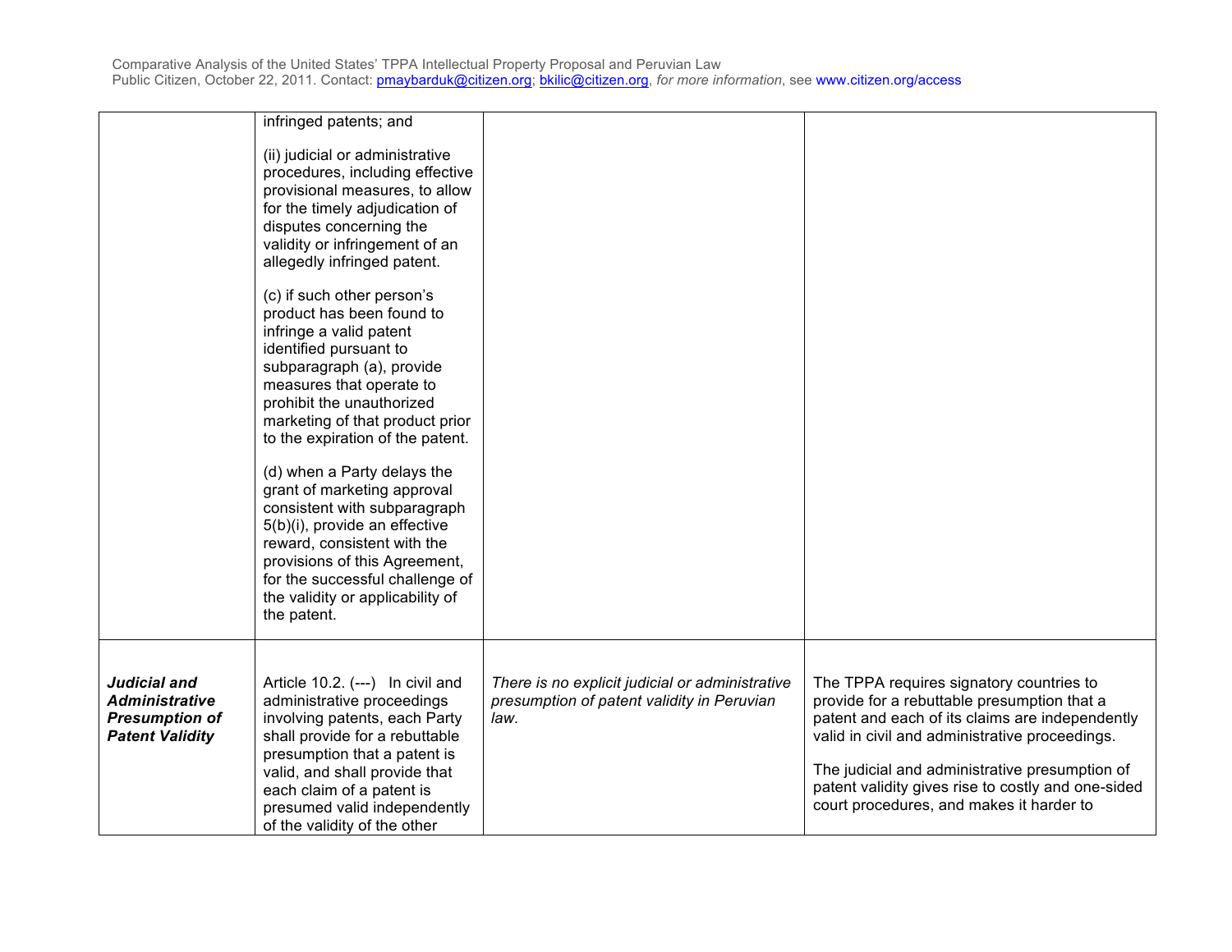| | | | |
|---|---|---|---|
| | infringed patents; and<br><br>(ii) judicial or administrative procedures, including effective provisional measures, to allow for the timely adjudication of disputes concerning the validity or infringement of an allegedly infringed patent.<br><br>(c) if such other person's product has been found to infringe a valid patent identified pursuant to subparagraph (a), provide measures that operate to prohibit the unauthorized marketing of that product prior to the expiration of the patent.<br><br>(d) when a Party delays the grant of marketing approval consistent with subparagraph 5(b)(i), provide an effective reward, consistent with the provisions of this Agreement, for the successful challenge of the validity or applicability of the patent. | | |
| ***Judicial and Administrative Presumption of Patent Validity*** | Article 10.2. (---) In civil and administrative proceedings involving patents, each Party shall provide for a rebuttable presumption that a patent is valid, and shall provide that each claim of a patent is presumed valid independently of the validity of the other | *There is no explicit judicial or administrative presumption of patent validity in Peruvian law.* | The TPPA requires signatory countries to provide for a rebuttable presumption that a patent and each of its claims are independently valid in civil and administrative proceedings.<br><br>The judicial and administrative presumption of patent validity gives rise to costly and one-sided court procedures, and makes it harder to |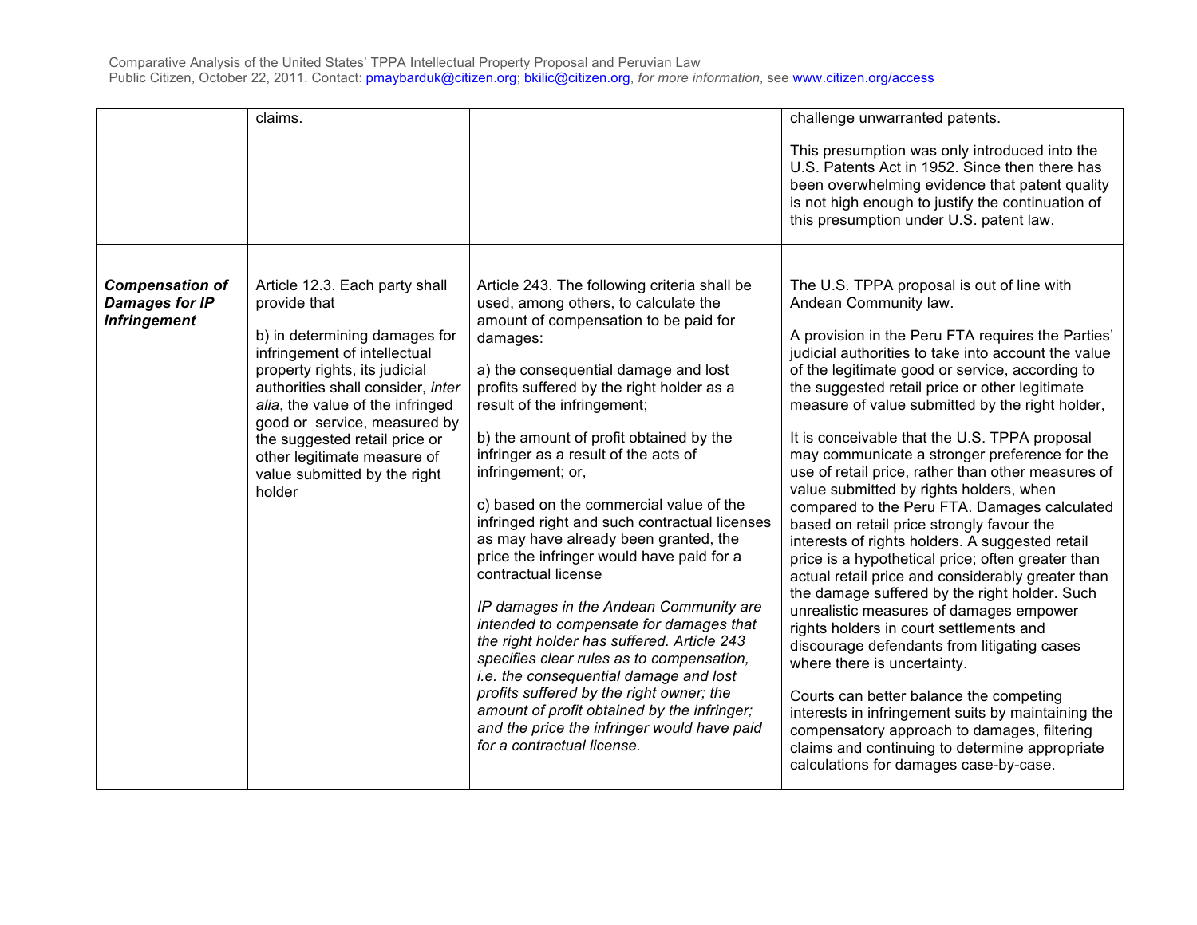| | | | |
|---|---|---|---|
| | claims. | | challenge unwarranted patents.<br><br>This presumption was only introduced into the U.S. Patents Act in 1952. Since then there has been overwhelming evidence that patent quality is not high enough to justify the continuation of this presumption under U.S. patent law. |
| ***Compensation of Damages for IP Infringement*** | Article 12.3. Each party shall provide that<br><br>b) in determining damages for infringement of intellectual property rights, its judicial authorities shall consider, *inter alia*, the value of the infringed good or service, measured by the suggested retail price or other legitimate measure of value submitted by the right holder | Article 243. The following criteria shall be used, among others, to calculate the amount of compensation to be paid for damages:<br><br>a) the consequential damage and lost profits suffered by the right holder as a result of the infringement;<br><br>b) the amount of profit obtained by the infringer as a result of the acts of infringement; or,<br><br>c) based on the commercial value of the infringed right and such contractual licenses as may have already been granted, the price the infringer would have paid for a contractual license<br><br>*IP damages in the Andean Community are intended to compensate for damages that the right holder has suffered. Article 243 specifies clear rules as to compensation, i.e. the consequential damage and lost profits suffered by the right owner; the amount of profit obtained by the infringer; and the price the infringer would have paid for a contractual license.* | The U.S. TPPA proposal is out of line with Andean Community law.<br><br>A provision in the Peru FTA requires the Parties' judicial authorities to take into account the value of the legitimate good or service, according to the suggested retail price or other legitimate measure of value submitted by the right holder,<br><br>It is conceivable that the U.S. TPPA proposal may communicate a stronger preference for the use of retail price, rather than other measures of value submitted by rights holders, when compared to the Peru FTA. Damages calculated based on retail price strongly favour the interests of rights holders. A suggested retail price is a hypothetical price; often greater than actual retail price and considerably greater than the damage suffered by the right holder. Such unrealistic measures of damages empower rights holders in court settlements and discourage defendants from litigating cases where there is uncertainty.<br><br>Courts can better balance the competing interests in infringement suits by maintaining the compensatory approach to damages, filtering claims and continuing to determine appropriate calculations for damages case-by-case. |